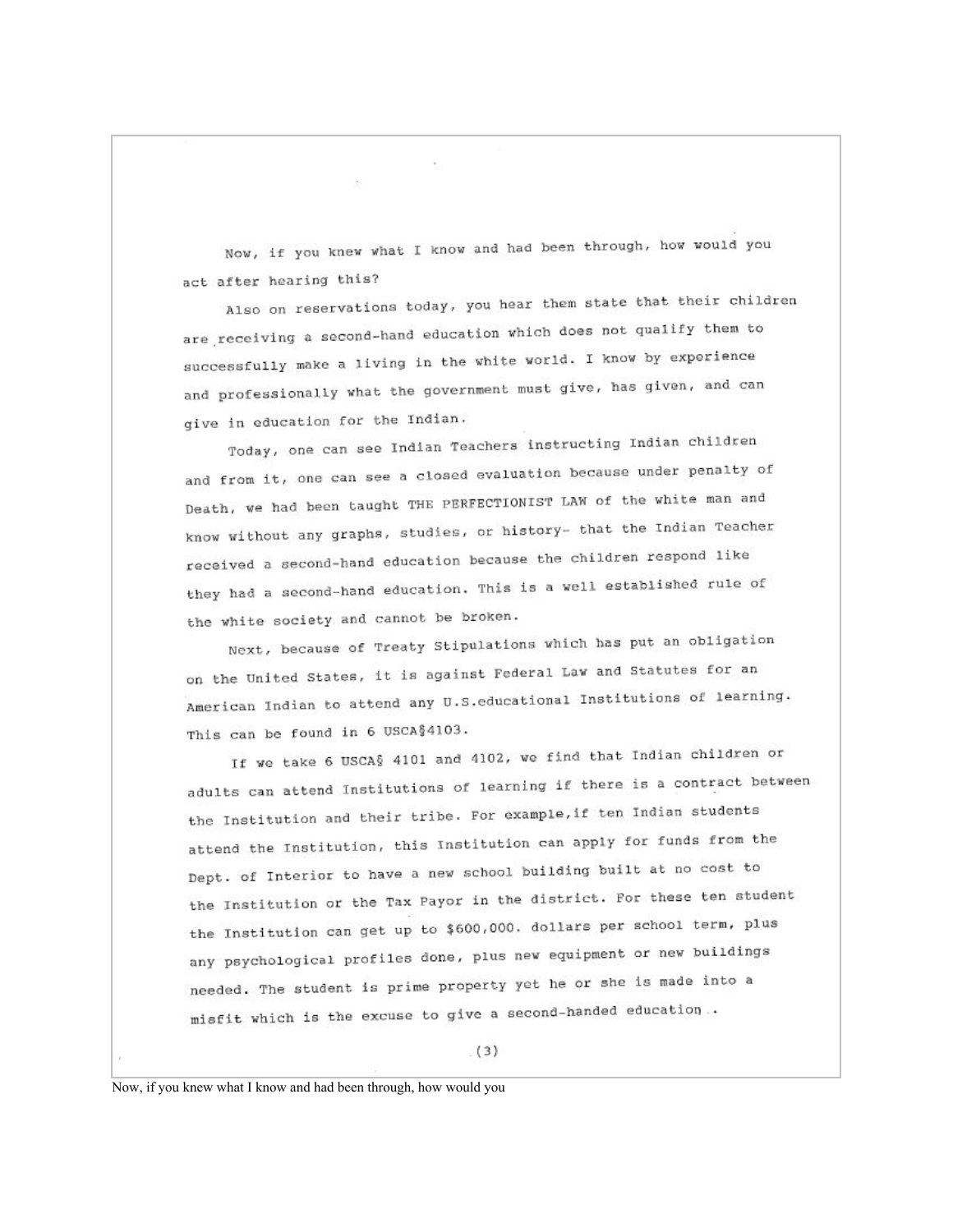Now, if you knew what I know and had been through, how would you act after hearing this?

Also on reservations today, you hear them state that their children are receiving a second-hand education which does not qualify them to successfully make a living in the white world. I know by experience and professionally what the government must give, has given, and can give in education for the Indian.

Today, one can see Indian Teachers instructing Indian children and from it, one can see a closed evaluation because under penalty of Death, we had been taught THE PERFECTIONIST LAW of the white man and know without any graphs, studies, or history- that the Indian Teacher received a second-hand education because the children respond like they had a second-hand education. This is a well established rule of the white society and cannot be broken.

Next, because of Treaty Stipulations which has put an obligation on the United States, it is against Federal Law and Statutes for an American Indian to attend any U.S.educational Institutions of learning. This can be found in 6 USCA§4103.

If we take 6 USCA§ 4101 and 4102, we find that Indian children or adults can attend Institutions of learning if there is a contract between the Institution and their tribe. For example,if ten Indian students attend the Institution, this Institution can apply for funds from the Dept. of Interior to have a new school building built at no cost to the Institution or the Tax Payor in the district. For these ten student the Institution can get up to $600,000. dollars per school term, plus any psychological profiles done, plus new equipment or new buildings needed. The student is prime property yet he or she is made into a misfit which is the excuse to give a second-handed education..

Now, if you knew what I know and had been through, how would you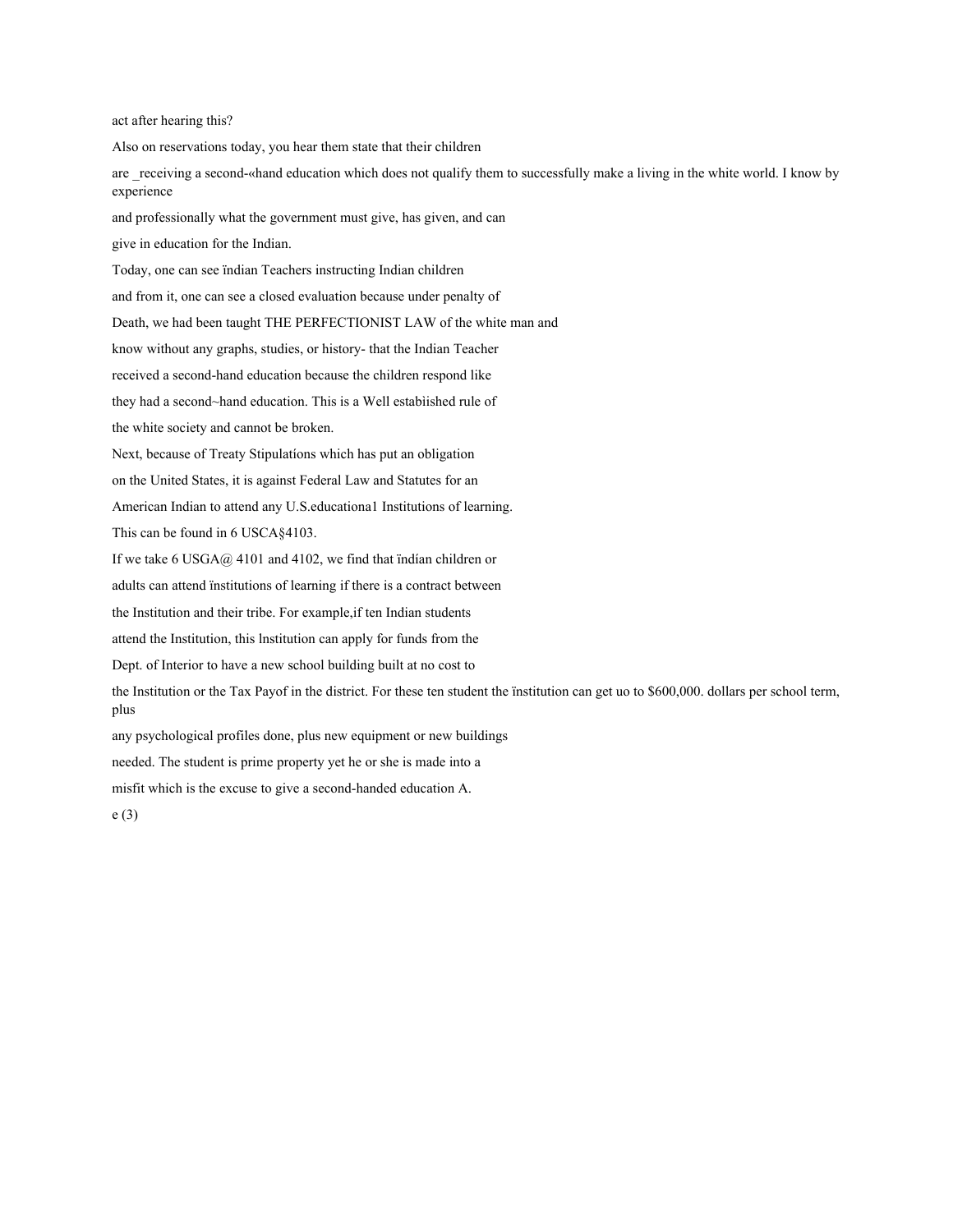act after hearing this?

Also on reservations today, you hear them state that their children are _receiving a second-«hand education which does not qualify them to successfully make a living in the white world. I know by experience and professionally what the government must give, has given, and can give in education for the Indian.

Today, one can see ïndian Teachers instructing Indian children and from it, one can see a closed evaluation because under penalty of Death, we had been taught THE PERFECTIONIST LAW of the white man and know without any graphs, studies, or history- that the Indian Teacher received a second-hand education because the children respond like they had a second~hand education. This is a Well estabiished rule of the white society and cannot be broken.

Next, because of Treaty Stipulatíons which has put an obligation on the United States, it is against Federal Law and Statutes for an American Indian to attend any U.S.educationa1 Institutions of learning. This can be found in 6 USCA§4103.

If we take 6 USGA@ 4101 and 4102, we find that ïndían children or adults can attend ïnstitutions of learning if there is a contract between the Institution and their tribe. For example,if ten Indian students attend the Institution, this lnstitution can apply for funds from the Dept. of Interior to have a new school building built at no cost to the Institution or the Tax Payof in the district. For these ten student the ïnstitution can get uo to $600,000. dollars per school term, plus any psychological profiles done, plus new equipment or new buildings needed. The student is prime property yet he or she is made into a misfit which is the excuse to give a second-handed education A.

e (3)